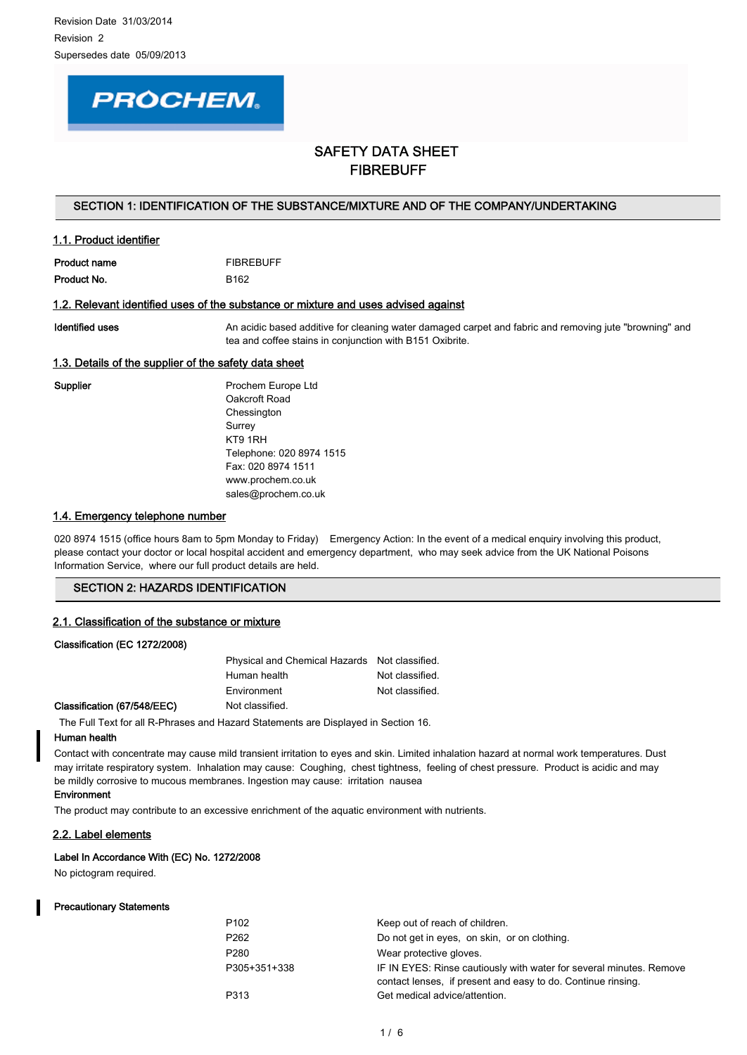Revision Date 31/03/2014

Revision 2

Supersedes date 05/09/2013

PROCHEM

# SAFETY DATA SHEET
# FIBREBUFF

## SECTION 1: IDENTIFICATION OF THE SUBSTANCE/MIXTURE AND OF THE COMPANY/UNDERTAKING

### 1.1. Product identifier

| | |
|---|---|
| **Product name** | FIBREBUFF |
| **Product No.** | B162 |

### 1.2. Relevant identified uses of the substance or mixture and uses advised against

| | |
|---|---|
| **Identified uses** | An acidic based additive for cleaning water damaged carpet and fabric and removing jute "browning" and tea and coffee stains in conjunction with B151 Oxibrite. |

### 1.3. Details of the supplier of the safety data sheet

**Supplier**

Prochem Europe Ltd
Oakcroft Road
Chessington
Surrey
KT9 1RH
Telephone: 020 8974 1515
Fax: 020 8974 1511
www.prochem.co.uk
sales@prochem.co.uk

### 1.4. Emergency telephone number

020 8974 1515 (office hours 8am to 5pm Monday to Friday) Emergency Action: In the event of a medical enquiry involving this product, please contact your doctor or local hospital accident and emergency department, who may seek advice from the UK National Poisons Information Service, where our full product details are held.

## SECTION 2: HAZARDS IDENTIFICATION

### 2.1. Classification of the substance or mixture

**Classification (EC 1272/2008)**

| | | |
|---|---|---|
| | Physical and Chemical Hazards | Not classified. |
| | Human health | Not classified. |
| | Environment | Not classified. |
| **Classification (67/548/EEC)** | Not classified. | |

The Full Text for all R-Phrases and Hazard Statements are Displayed in Section 16.

**Human health**

Contact with concentrate may cause mild transient irritation to eyes and skin. Limited inhalation hazard at normal work temperatures. Dust may irritate respiratory system. Inhalation may cause: Coughing, chest tightness, feeling of chest pressure. Product is acidic and may be mildly corrosive to mucous membranes. Ingestion may cause: irritation nausea

**Environment**

The product may contribute to an excessive enrichment of the aquatic environment with nutrients.

### 2.2. Label elements

**Label In Accordance With (EC) No. 1272/2008**

No pictogram required.

**Precautionary Statements**

| | |
|---|---|
| P102 | Keep out of reach of children. |
| P262 | Do not get in eyes, on skin, or on clothing. |
| P280 | Wear protective gloves. |
| P305+351+338 | IF IN EYES: Rinse cautiously with water for several minutes. Remove contact lenses, if present and easy to do. Continue rinsing. |
| P313 | Get medical advice/attention. |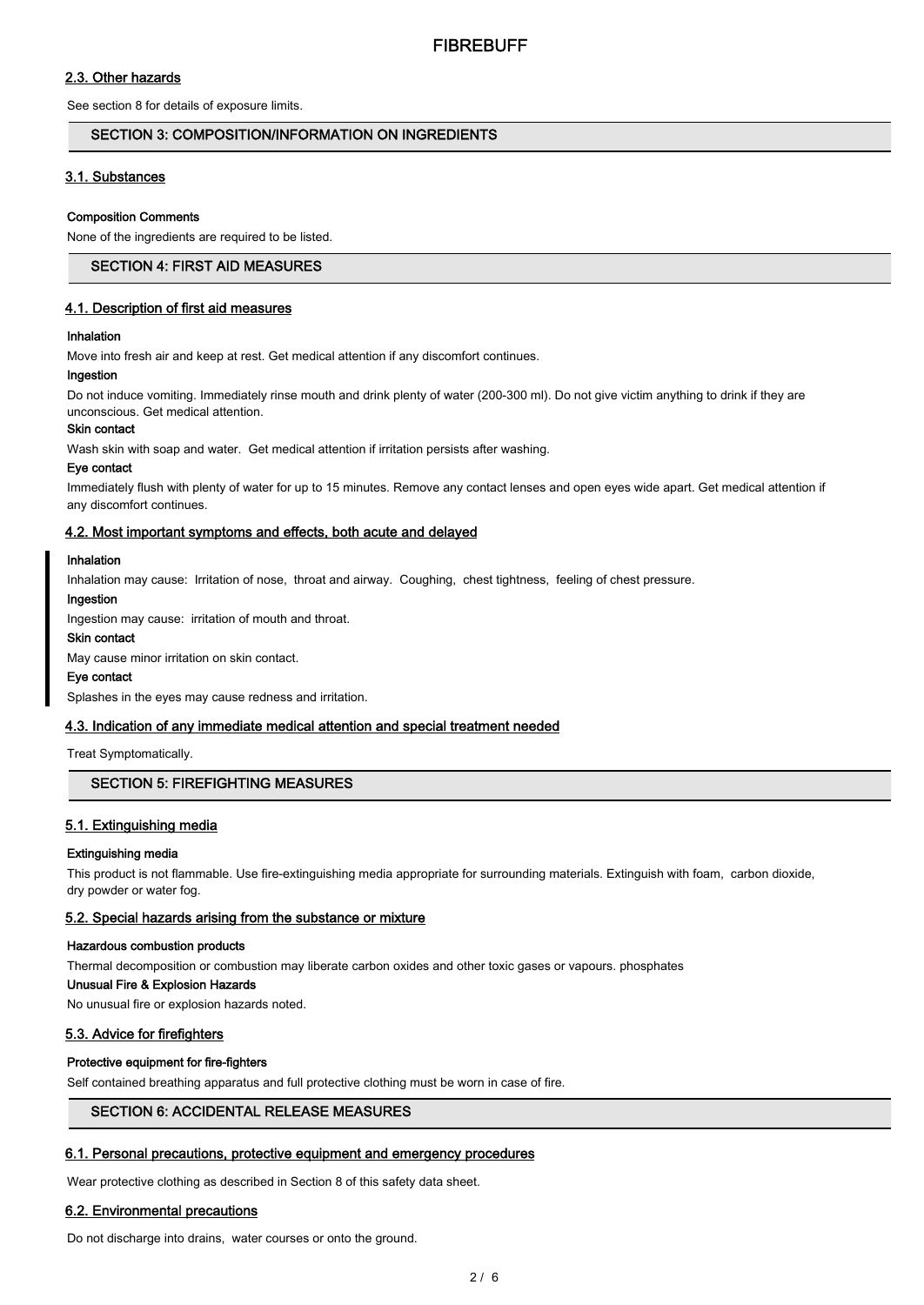### 2.3. Other hazards

See section 8 for details of exposure limits.

## SECTION 3: COMPOSITION/INFORMATION ON INGREDIENTS

### 3.1. Substances

**Composition Comments**

None of the ingredients are required to be listed.

## SECTION 4: FIRST AID MEASURES

### 4.1. Description of first aid measures

**Inhalation**

Move into fresh air and keep at rest. Get medical attention if any discomfort continues.

**Ingestion**

Do not induce vomiting. Immediately rinse mouth and drink plenty of water (200-300 ml). Do not give victim anything to drink if they are unconscious. Get medical attention.

**Skin contact**

Wash skin with soap and water. Get medical attention if irritation persists after washing.

**Eye contact**

Immediately flush with plenty of water for up to 15 minutes. Remove any contact lenses and open eyes wide apart. Get medical attention if any discomfort continues.

### 4.2. Most important symptoms and effects, both acute and delayed

**Inhalation**

Inhalation may cause: Irritation of nose, throat and airway. Coughing, chest tightness, feeling of chest pressure.

**Ingestion**

Ingestion may cause: irritation of mouth and throat.

**Skin contact**

May cause minor irritation on skin contact.

**Eye contact**

Splashes in the eyes may cause redness and irritation.

### 4.3. Indication of any immediate medical attention and special treatment needed

Treat Symptomatically.

## SECTION 5: FIREFIGHTING MEASURES

### 5.1. Extinguishing media

**Extinguishing media**

This product is not flammable. Use fire-extinguishing media appropriate for surrounding materials. Extinguish with foam, carbon dioxide, dry powder or water fog.

### 5.2. Special hazards arising from the substance or mixture

**Hazardous combustion products**

Thermal decomposition or combustion may liberate carbon oxides and other toxic gases or vapours. phosphates

**Unusual Fire & Explosion Hazards**

No unusual fire or explosion hazards noted.

### 5.3. Advice for firefighters

**Protective equipment for fire-fighters**

Self contained breathing apparatus and full protective clothing must be worn in case of fire.

## SECTION 6: ACCIDENTAL RELEASE MEASURES

### 6.1. Personal precautions, protective equipment and emergency procedures

Wear protective clothing as described in Section 8 of this safety data sheet.

### 6.2. Environmental precautions

Do not discharge into drains, water courses or onto the ground.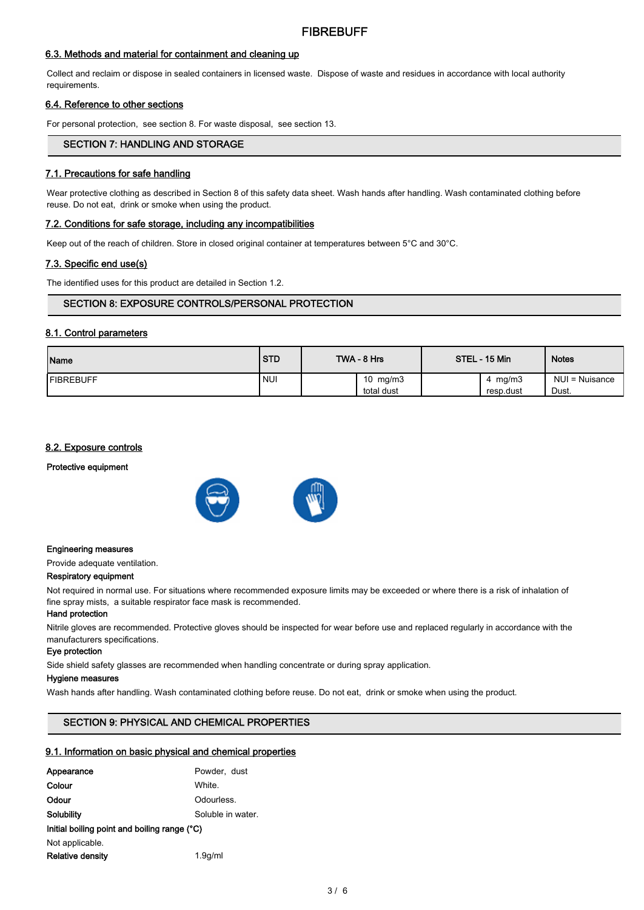### 6.3. Methods and material for containment and cleaning up

Collect and reclaim or dispose in sealed containers in licensed waste. Dispose of waste and residues in accordance with local authority requirements.

### 6.4. Reference to other sections

For personal protection, see section 8. For waste disposal, see section 13.

## SECTION 7: HANDLING AND STORAGE

### 7.1. Precautions for safe handling

Wear protective clothing as described in Section 8 of this safety data sheet. Wash hands after handling. Wash contaminated clothing before reuse. Do not eat, drink or smoke when using the product.

### 7.2. Conditions for safe storage, including any incompatibilities

Keep out of the reach of children. Store in closed original container at temperatures between 5°C and 30°C.

### 7.3. Specific end use(s)

The identified uses for this product are detailed in Section 1.2.

## SECTION 8: EXPOSURE CONTROLS/PERSONAL PROTECTION

### 8.1. Control parameters

| Name | STD | TWA - 8 Hrs | | STEL - 15 Min | | Notes |
|---|---|---|---|---|---|---|
| FIBREBUFF | NUI | | 10 mg/m3 total dust | | 4 mg/m3 resp.dust | NUI = Nuisance Dust. |

### 8.2. Exposure controls

**Protective equipment**

**Engineering measures**

Provide adequate ventilation.

**Respiratory equipment**

Not required in normal use. For situations where recommended exposure limits may be exceeded or where there is a risk of inhalation of fine spray mists, a suitable respirator face mask is recommended.

**Hand protection**

Nitrile gloves are recommended. Protective gloves should be inspected for wear before use and replaced regularly in accordance with the manufacturers specifications.

**Eye protection**

Side shield safety glasses are recommended when handling concentrate or during spray application.

**Hygiene measures**

Wash hands after handling. Wash contaminated clothing before reuse. Do not eat, drink or smoke when using the product.

## SECTION 9: PHYSICAL AND CHEMICAL PROPERTIES

### 9.1. Information on basic physical and chemical properties

**Appearance** Powder, dust

**Colour** White.

**Odour** Odourless.

**Solubility** Soluble in water.

**Initial boiling point and boiling range (°C)**

Not applicable.

**Relative density** 1.9g/ml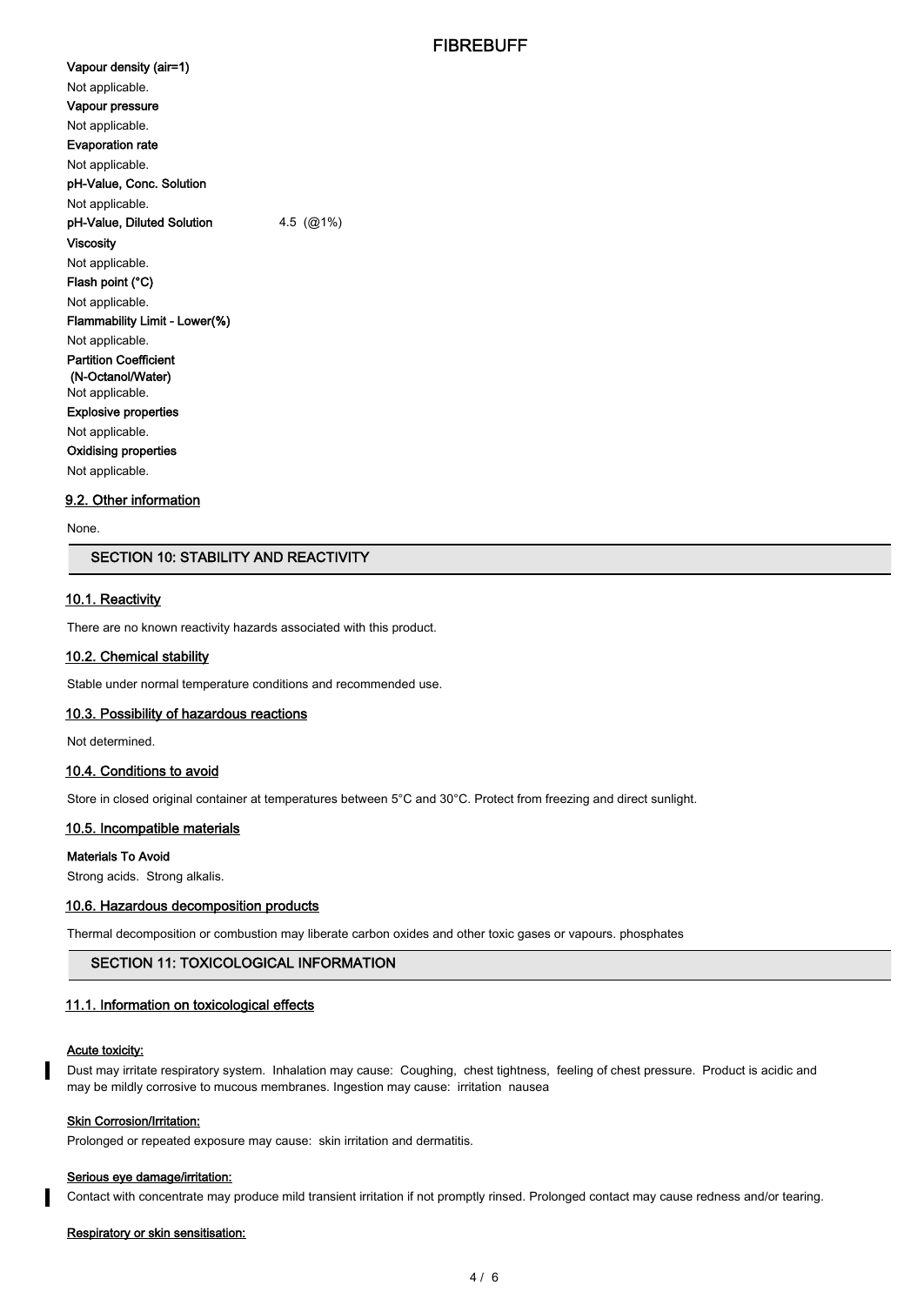**Vapour density (air=1)**

Not applicable.

**Vapour pressure**

Not applicable.

**Evaporation rate**

Not applicable.

**pH-Value, Conc. Solution**

Not applicable.

**pH-Value, Diluted Solution** 4.5 (@1%)

**Viscosity**

Not applicable.

**Flash point (°C)**

Not applicable.

**Flammability Limit - Lower(%)**

Not applicable.

**Partition Coefficient (N-Octanol/Water)**

Not applicable.

**Explosive properties**

Not applicable.

**Oxidising properties**

Not applicable.

### 9.2. Other information

None.

## SECTION 10: STABILITY AND REACTIVITY

### 10.1. Reactivity

There are no known reactivity hazards associated with this product.

### 10.2. Chemical stability

Stable under normal temperature conditions and recommended use.

### 10.3. Possibility of hazardous reactions

Not determined.

### 10.4. Conditions to avoid

Store in closed original container at temperatures between 5°C and 30°C. Protect from freezing and direct sunlight.

### 10.5. Incompatible materials

**Materials To Avoid**

Strong acids. Strong alkalis.

### 10.6. Hazardous decomposition products

Thermal decomposition or combustion may liberate carbon oxides and other toxic gases or vapours. phosphates

## SECTION 11: TOXICOLOGICAL INFORMATION

### 11.1. Information on toxicological effects

**Acute toxicity:**

Dust may irritate respiratory system. Inhalation may cause: Coughing, chest tightness, feeling of chest pressure. Product is acidic and may be mildly corrosive to mucous membranes. Ingestion may cause: irritation nausea

**Skin Corrosion/Irritation:**

Prolonged or repeated exposure may cause: skin irritation and dermatitis.

**Serious eye damage/irritation:**

Contact with concentrate may produce mild transient irritation if not promptly rinsed. Prolonged contact may cause redness and/or tearing.

**Respiratory or skin sensitisation:**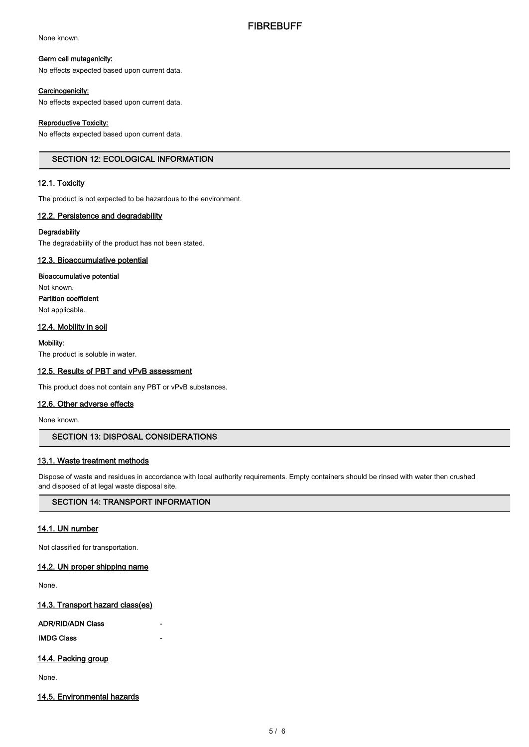None known.

**Germ cell mutagenicity:**

No effects expected based upon current data.

**Carcinogenicity:**

No effects expected based upon current data.

**Reproductive Toxicity:**

No effects expected based upon current data.

## SECTION 12: ECOLOGICAL INFORMATION

### 12.1. Toxicity

The product is not expected to be hazardous to the environment.

### 12.2. Persistence and degradability

**Degradability**

The degradability of the product has not been stated.

### 12.3. Bioaccumulative potential

**Bioaccumulative potential**

Not known.

**Partition coefficient**

Not applicable.

### 12.4. Mobility in soil

**Mobility:**

The product is soluble in water.

### 12.5. Results of PBT and vPvB assessment

This product does not contain any PBT or vPvB substances.

### 12.6. Other adverse effects

None known.

## SECTION 13: DISPOSAL CONSIDERATIONS

### 13.1. Waste treatment methods

Dispose of waste and residues in accordance with local authority requirements. Empty containers should be rinsed with water then crushed and disposed of at legal waste disposal site.

## SECTION 14: TRANSPORT INFORMATION

### 14.1. UN number

Not classified for transportation.

### 14.2. UN proper shipping name

None.

### 14.3. Transport hazard class(es)

**ADR/RID/ADN Class** -

**IMDG Class** -

### 14.4. Packing group

None.

### 14.5. Environmental hazards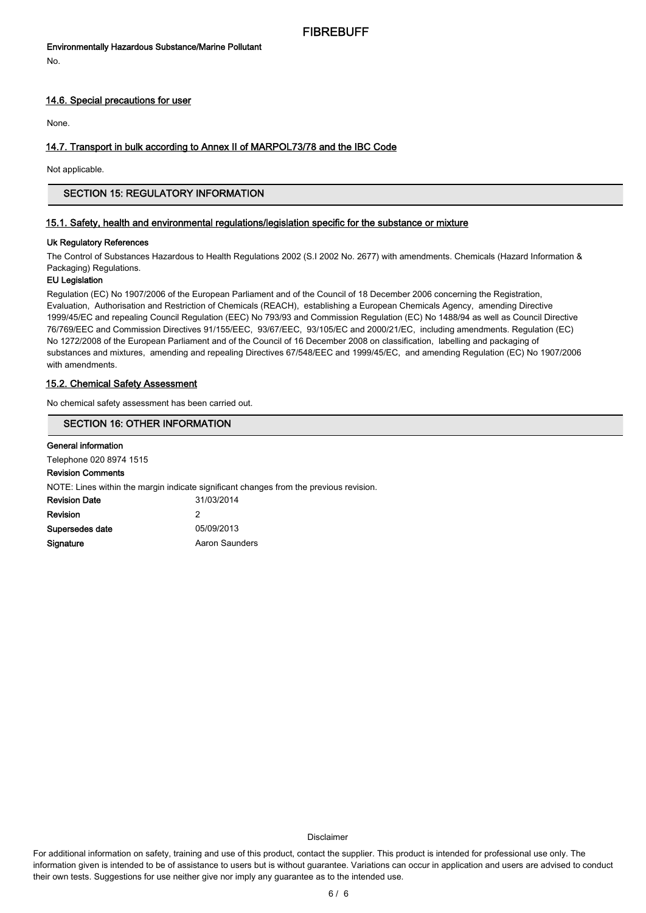**Environmentally Hazardous Substance/Marine Pollutant**

No.

### 14.6. Special precautions for user

None.

### 14.7. Transport in bulk according to Annex II of MARPOL73/78 and the IBC Code

Not applicable.

## SECTION 15: REGULATORY INFORMATION

### 15.1. Safety, health and environmental regulations/legislation specific for the substance or mixture

**Uk Regulatory References**

The Control of Substances Hazardous to Health Regulations 2002 (S.I 2002 No. 2677) with amendments. Chemicals (Hazard Information & Packaging) Regulations.

**EU Legislation**

Regulation (EC) No 1907/2006 of the European Parliament and of the Council of 18 December 2006 concerning the Registration, Evaluation, Authorisation and Restriction of Chemicals (REACH), establishing a European Chemicals Agency, amending Directive 1999/45/EC and repealing Council Regulation (EEC) No 793/93 and Commission Regulation (EC) No 1488/94 as well as Council Directive 76/769/EEC and Commission Directives 91/155/EEC, 93/67/EEC, 93/105/EC and 2000/21/EC, including amendments. Regulation (EC) No 1272/2008 of the European Parliament and of the Council of 16 December 2008 on classification, labelling and packaging of substances and mixtures, amending and repealing Directives 67/548/EEC and 1999/45/EC, and amending Regulation (EC) No 1907/2006 with amendments.

### 15.2. Chemical Safety Assessment

No chemical safety assessment has been carried out.

## SECTION 16: OTHER INFORMATION

**General information**

Telephone 020 8974 1515

**Revision Comments**

NOTE: Lines within the margin indicate significant changes from the previous revision.

| | |
|---|---|
| **Revision Date** | 31/03/2014 |
| **Revision** | 2 |
| **Supersedes date** | 05/09/2013 |
| **Signature** | Aaron Saunders |

Disclaimer

For additional information on safety, training and use of this product, contact the supplier. This product is intended for professional use only. The information given is intended to be of assistance to users but is without guarantee. Variations can occur in application and users are advised to conduct their own tests. Suggestions for use neither give nor imply any guarantee as to the intended use.